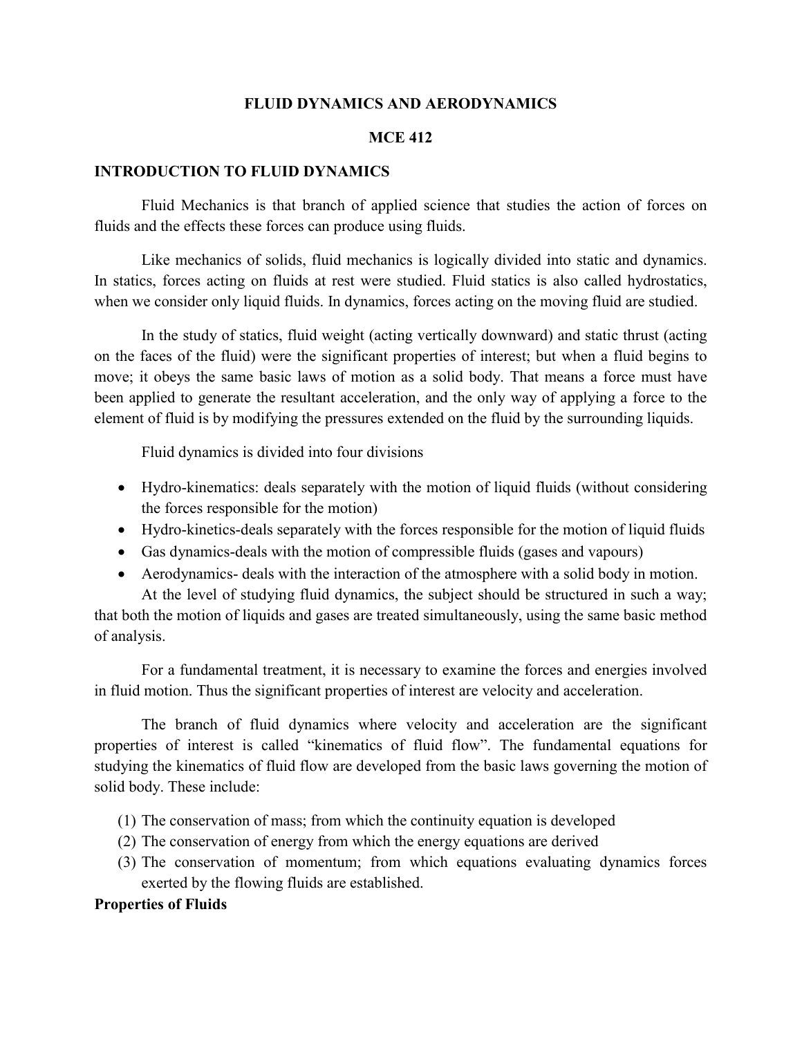# FLUID DYNAMICS AND AERODYNAMICS

## MCE 412

## INTRODUCTION TO FLUID DYNAMICS

Fluid Mechanics is that branch of applied science that studies the action of forces on fluids and the effects these forces can produce using fluids.

Like mechanics of solids, fluid mechanics is logically divided into static and dynamics. In statics, forces acting on fluids at rest were studied. Fluid statics is also called hydrostatics, when we consider only liquid fluids. In dynamics, forces acting on the moving fluid are studied.

In the study of statics, fluid weight (acting vertically downward) and static thrust (acting on the faces of the fluid) were the significant properties of interest; but when a fluid begins to move; it obeys the same basic laws of motion as a solid body. That means a force must have been applied to generate the resultant acceleration, and the only way of applying a force to the element of fluid is by modifying the pressures extended on the fluid by the surrounding liquids.

Fluid dynamics is divided into four divisions

- Hydro-kinematics: deals separately with the motion of liquid fluids (without considering the forces responsible for the motion)
- Hydro-kinetics-deals separately with the forces responsible for the motion of liquid fluids
- Gas dynamics-deals with the motion of compressible fluids (gases and vapours)
- Aerodynamics- deals with the interaction of the atmosphere with a solid body in motion.

At the level of studying fluid dynamics, the subject should be structured in such a way; that both the motion of liquids and gases are treated simultaneously, using the same basic method of analysis.

For a fundamental treatment, it is necessary to examine the forces and energies involved in fluid motion. Thus the significant properties of interest are velocity and acceleration.

The branch of fluid dynamics where velocity and acceleration are the significant properties of interest is called "kinematics of fluid flow". The fundamental equations for studying the kinematics of fluid flow are developed from the basic laws governing the motion of solid body. These include:

(1) The conservation of mass; from which the continuity equation is developed
(2) The conservation of energy from which the energy equations are derived
(3) The conservation of momentum; from which equations evaluating dynamics forces exerted by the flowing fluids are established.

**Properties of Fluids**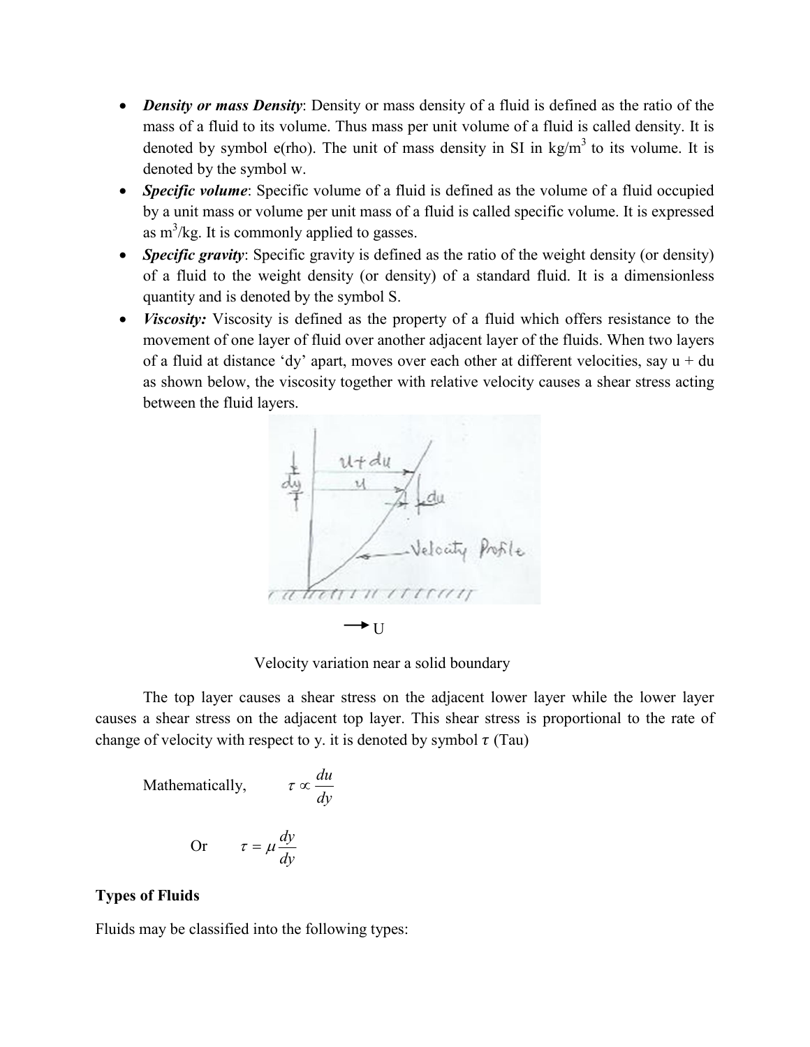- ***Density or mass Density***: Density or mass density of a fluid is defined as the ratio of the mass of a fluid to its volume. Thus mass per unit volume of a fluid is called density. It is denoted by symbol e(rho). The unit of mass density in SI in kg/$m^3$ to its volume. It is denoted by the symbol w.
- ***Specific volume***: Specific volume of a fluid is defined as the volume of a fluid occupied by a unit mass or volume per unit mass of a fluid is called specific volume. It is expressed as $m^3$/kg. It is commonly applied to gasses.
- ***Specific gravity***: Specific gravity is defined as the ratio of the weight density (or density) of a fluid to the weight density (or density) of a standard fluid. It is a dimensionless quantity and is denoted by the symbol S.
- ***Viscosity:*** Viscosity is defined as the property of a fluid which offers resistance to the movement of one layer of fluid over another adjacent layer of the fluids. When two layers of a fluid at distance 'dy' apart, moves over each other at different velocities, say u + du as shown below, the viscosity together with relative velocity causes a shear stress acting between the fluid layers.

→ U

Velocity variation near a solid boundary

The top layer causes a shear stress on the adjacent lower layer while the lower layer causes a shear stress on the adjacent top layer. This shear stress is proportional to the rate of change of velocity with respect to y. it is denoted by symbol $\tau$ (Tau)

Mathematically, $\tau \propto \frac{du}{dy}$

Or $\tau = \mu \frac{dy}{dy}$

**Types of Fluids**

Fluids may be classified into the following types: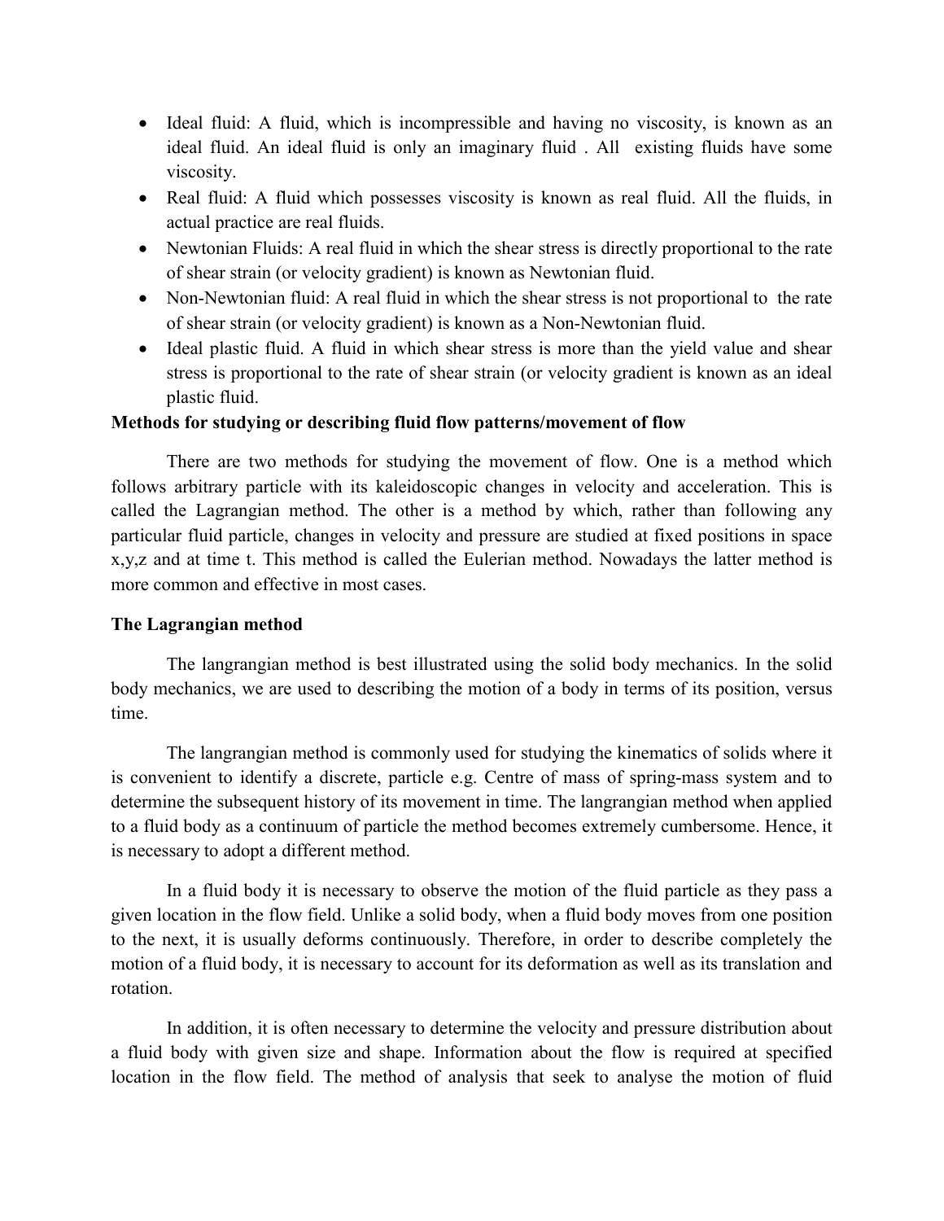- Ideal fluid: A fluid, which is incompressible and having no viscosity, is known as an ideal fluid. An ideal fluid is only an imaginary fluid . All existing fluids have some viscosity.
- Real fluid: A fluid which possesses viscosity is known as real fluid. All the fluids, in actual practice are real fluids.
- Newtonian Fluids: A real fluid in which the shear stress is directly proportional to the rate of shear strain (or velocity gradient) is known as Newtonian fluid.
- Non-Newtonian fluid: A real fluid in which the shear stress is not proportional to the rate of shear strain (or velocity gradient) is known as a Non-Newtonian fluid.
- Ideal plastic fluid. A fluid in which shear stress is more than the yield value and shear stress is proportional to the rate of shear strain (or velocity gradient is known as an ideal plastic fluid.

**Methods for studying or describing fluid flow patterns/movement of flow**

There are two methods for studying the movement of flow. One is a method which follows arbitrary particle with its kaleidoscopic changes in velocity and acceleration. This is called the Lagrangian method. The other is a method by which, rather than following any particular fluid particle, changes in velocity and pressure are studied at fixed positions in space x,y,z and at time t. This method is called the Eulerian method. Nowadays the latter method is more common and effective in most cases.

**The Lagrangian method**

The langrangian method is best illustrated using the solid body mechanics. In the solid body mechanics, we are used to describing the motion of a body in terms of its position, versus time.

The langrangian method is commonly used for studying the kinematics of solids where it is convenient to identify a discrete, particle e.g. Centre of mass of spring-mass system and to determine the subsequent history of its movement in time. The langrangian method when applied to a fluid body as a continuum of particle the method becomes extremely cumbersome. Hence, it is necessary to adopt a different method.

In a fluid body it is necessary to observe the motion of the fluid particle as they pass a given location in the flow field. Unlike a solid body, when a fluid body moves from one position to the next, it is usually deforms continuously. Therefore, in order to describe completely the motion of a fluid body, it is necessary to account for its deformation as well as its translation and rotation.

In addition, it is often necessary to determine the velocity and pressure distribution about a fluid body with given size and shape. Information about the flow is required at specified location in the flow field. The method of analysis that seek to analyse the motion of fluid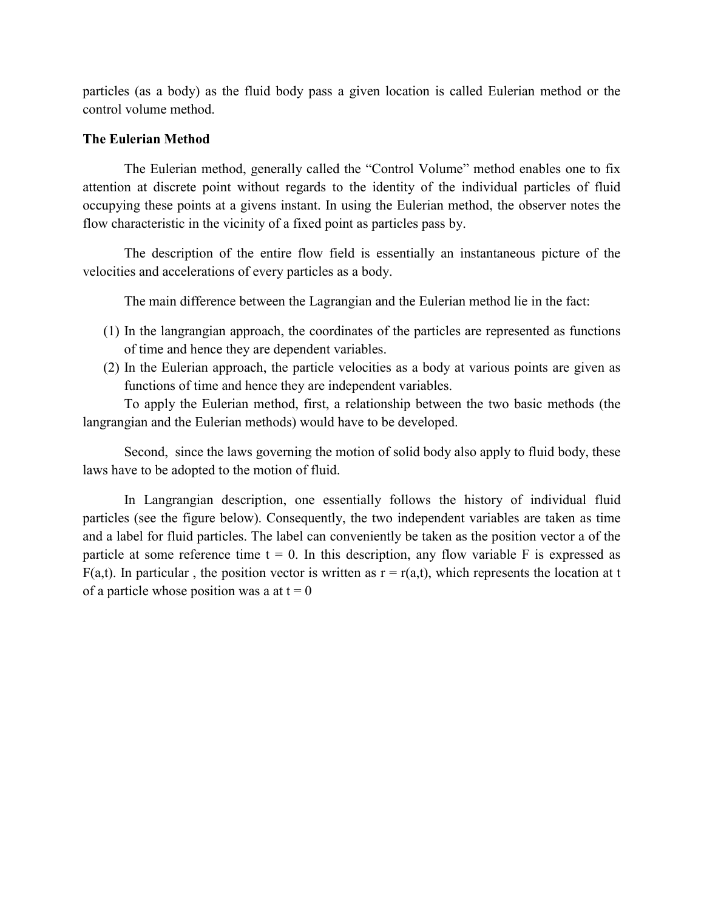particles (as a body) as the fluid body pass a given location is called Eulerian method or the control volume method.

**The Eulerian Method**

The Eulerian method, generally called the "Control Volume" method enables one to fix attention at discrete point without regards to the identity of the individual particles of fluid occupying these points at a givens instant. In using the Eulerian method, the observer notes the flow characteristic in the vicinity of a fixed point as particles pass by.

The description of the entire flow field is essentially an instantaneous picture of the velocities and accelerations of every particles as a body.

The main difference between the Lagrangian and the Eulerian method lie in the fact:

(1) In the langrangian approach, the coordinates of the particles are represented as functions of time and hence they are dependent variables.
(2) In the Eulerian approach, the particle velocities as a body at various points are given as functions of time and hence they are independent variables.

To apply the Eulerian method, first, a relationship between the two basic methods (the langrangian and the Eulerian methods) would have to be developed.

Second, since the laws governing the motion of solid body also apply to fluid body, these laws have to be adopted to the motion of fluid.

In Langrangian description, one essentially follows the history of individual fluid particles (see the figure below). Consequently, the two independent variables are taken as time and a label for fluid particles. The label can conveniently be taken as the position vector a of the particle at some reference time $t = 0$. In this description, any flow variable F is expressed as $F(a,t)$. In particular , the position vector is written as $r = r(a,t)$, which represents the location at t of a particle whose position was a at $t = 0$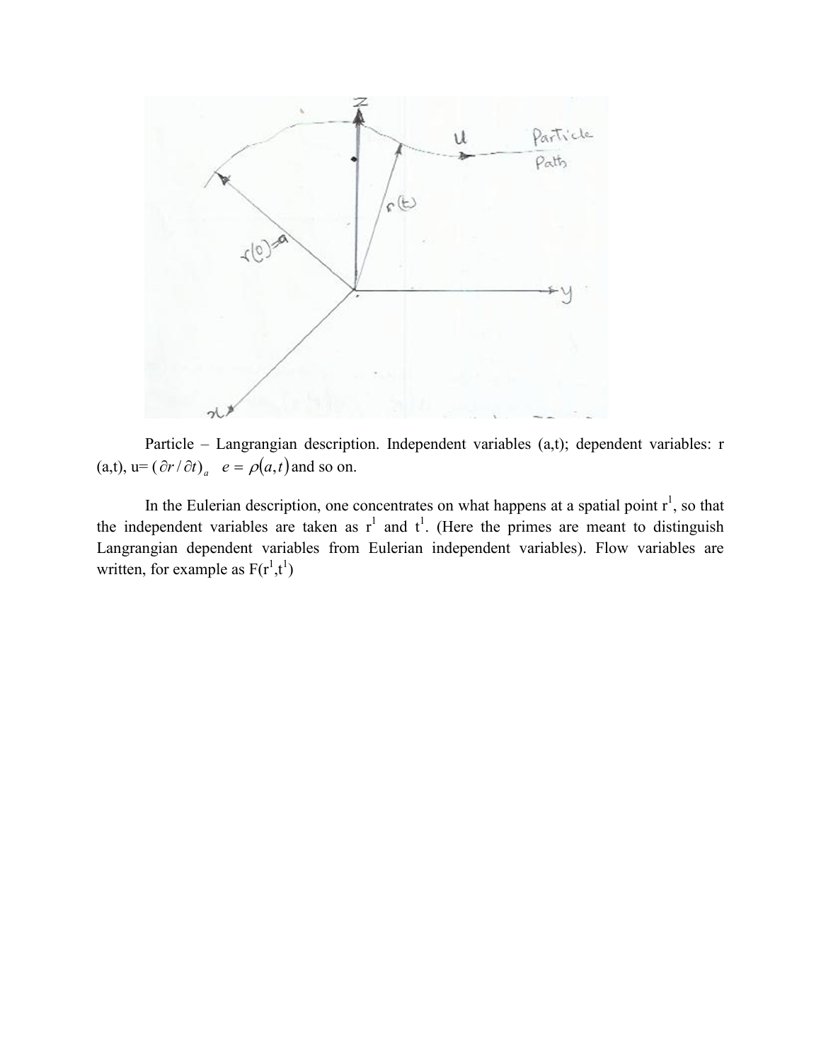Particle – Langrangian description. Independent variables (a,t); dependent variables: r (a,t), u= $(\partial r / \partial t)_a$ $\quad e = \rho(a,t)$ and so on.

In the Eulerian description, one concentrates on what happens at a spatial point $r^1$, so that the independent variables are taken as $r^1$ and $t^1$. (Here the primes are meant to distinguish Langrangian dependent variables from Eulerian independent variables). Flow variables are written, for example as $F(r^1,t^1)$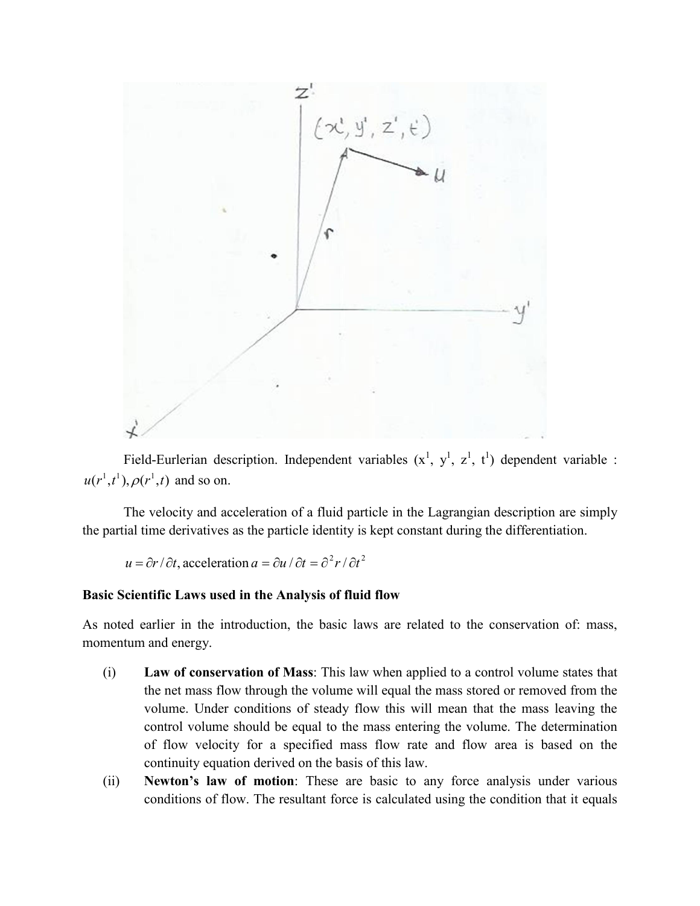Field-Eurlerian description. Independent variables ($x^1$, $y^1$, $z^1$, $t^1$) dependent variable : $u(r^1, t^1), \rho(r^1, t)$ and so on.

The velocity and acceleration of a fluid particle in the Lagrangian description are simply the partial time derivatives as the particle identity is kept constant during the differentiation.

$$u = \partial r / \partial t, \text{acceleration } a = \partial u / \partial t = \partial^2 r / \partial t^2$$

**Basic Scientific Laws used in the Analysis of fluid flow**

As noted earlier in the introduction, the basic laws are related to the conservation of: mass, momentum and energy.

(i) **Law of conservation of Mass**: This law when applied to a control volume states that the net mass flow through the volume will equal the mass stored or removed from the volume. Under conditions of steady flow this will mean that the mass leaving the control volume should be equal to the mass entering the volume. The determination of flow velocity for a specified mass flow rate and flow area is based on the continuity equation derived on the basis of this law.

(ii) **Newton's law of motion**: These are basic to any force analysis under various conditions of flow. The resultant force is calculated using the condition that it equals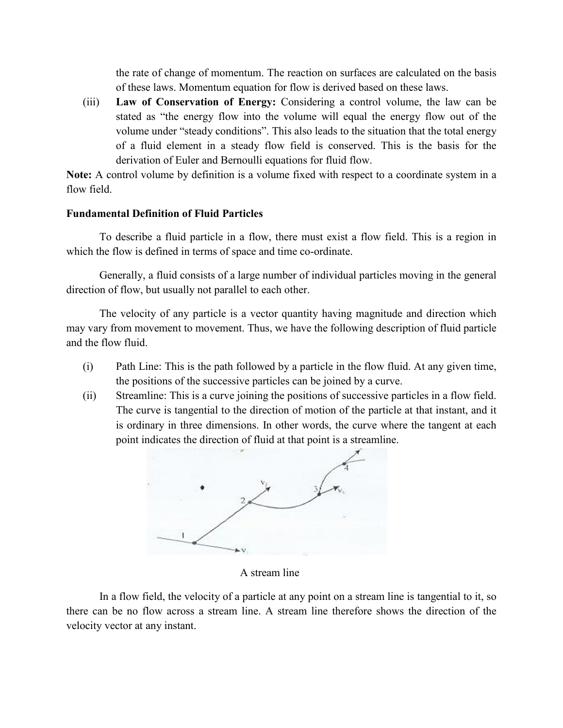the rate of change of momentum. The reaction on surfaces are calculated on the basis of these laws. Momentum equation for flow is derived based on these laws.

(iii) **Law of Conservation of Energy:** Considering a control volume, the law can be stated as "the energy flow into the volume will equal the energy flow out of the volume under "steady conditions". This also leads to the situation that the total energy of a fluid element in a steady flow field is conserved. This is the basis for the derivation of Euler and Bernoulli equations for fluid flow.

**Note:** A control volume by definition is a volume fixed with respect to a coordinate system in a flow field.

**Fundamental Definition of Fluid Particles**

To describe a fluid particle in a flow, there must exist a flow field. This is a region in which the flow is defined in terms of space and time co-ordinate.

Generally, a fluid consists of a large number of individual particles moving in the general direction of flow, but usually not parallel to each other.

The velocity of any particle is a vector quantity having magnitude and direction which may vary from movement to movement. Thus, we have the following description of fluid particle and the flow fluid.

(i) Path Line: This is the path followed by a particle in the flow fluid. At any given time, the positions of the successive particles can be joined by a curve.

(ii) Streamline: This is a curve joining the positions of successive particles in a flow field. The curve is tangential to the direction of motion of the particle at that instant, and it is ordinary in three dimensions. In other words, the curve where the tangent at each point indicates the direction of fluid at that point is a streamline.

A stream line

In a flow field, the velocity of a particle at any point on a stream line is tangential to it, so there can be no flow across a stream line. A stream line therefore shows the direction of the velocity vector at any instant.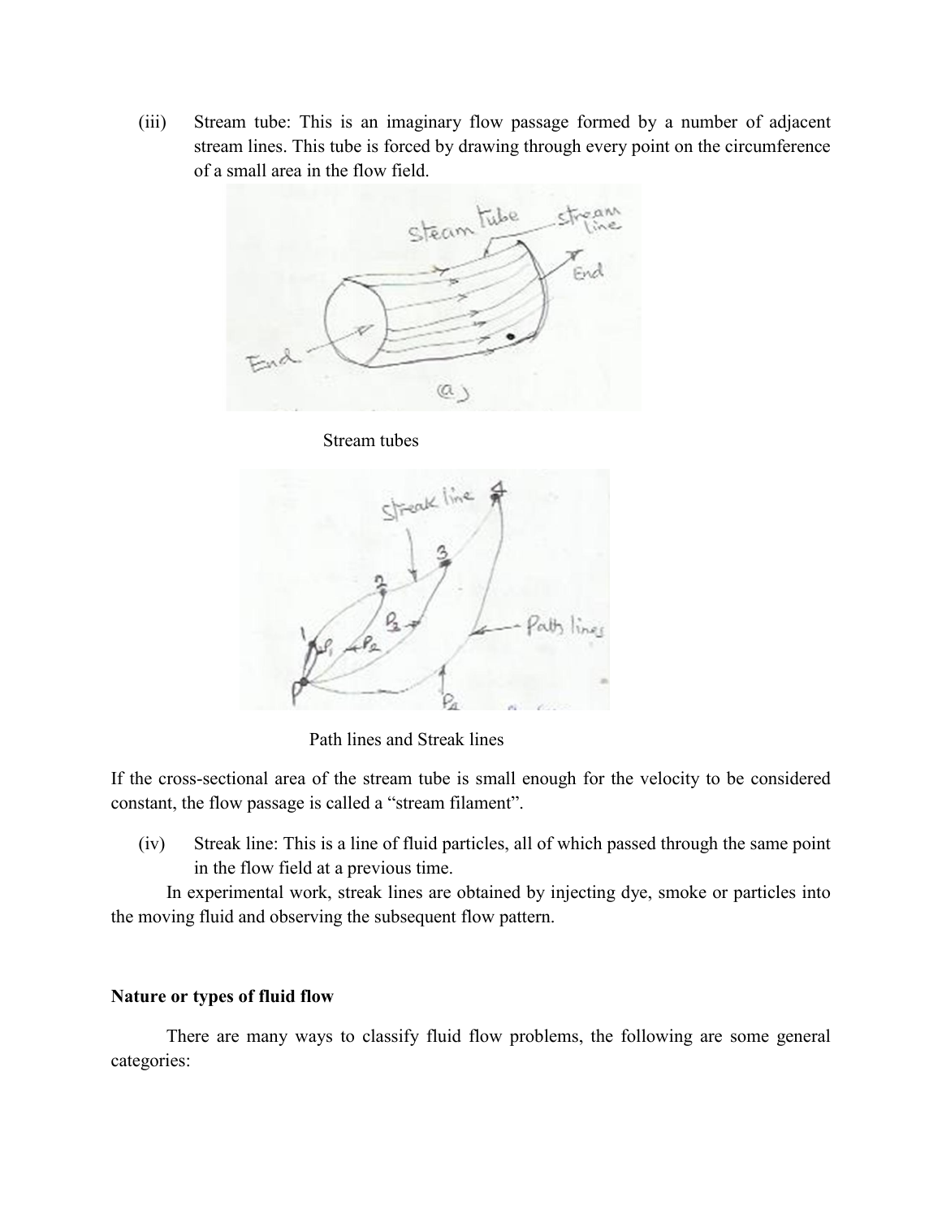(iii) Stream tube: This is an imaginary flow passage formed by a number of adjacent stream lines. This tube is forced by drawing through every point on the circumference of a small area in the flow field.

Stream tubes

Path lines and Streak lines

If the cross-sectional area of the stream tube is small enough for the velocity to be considered constant, the flow passage is called a "stream filament".

(iv) Streak line: This is a line of fluid particles, all of which passed through the same point in the flow field at a previous time.

In experimental work, streak lines are obtained by injecting dye, smoke or particles into the moving fluid and observing the subsequent flow pattern.

**Nature or types of fluid flow**

There are many ways to classify fluid flow problems, the following are some general categories: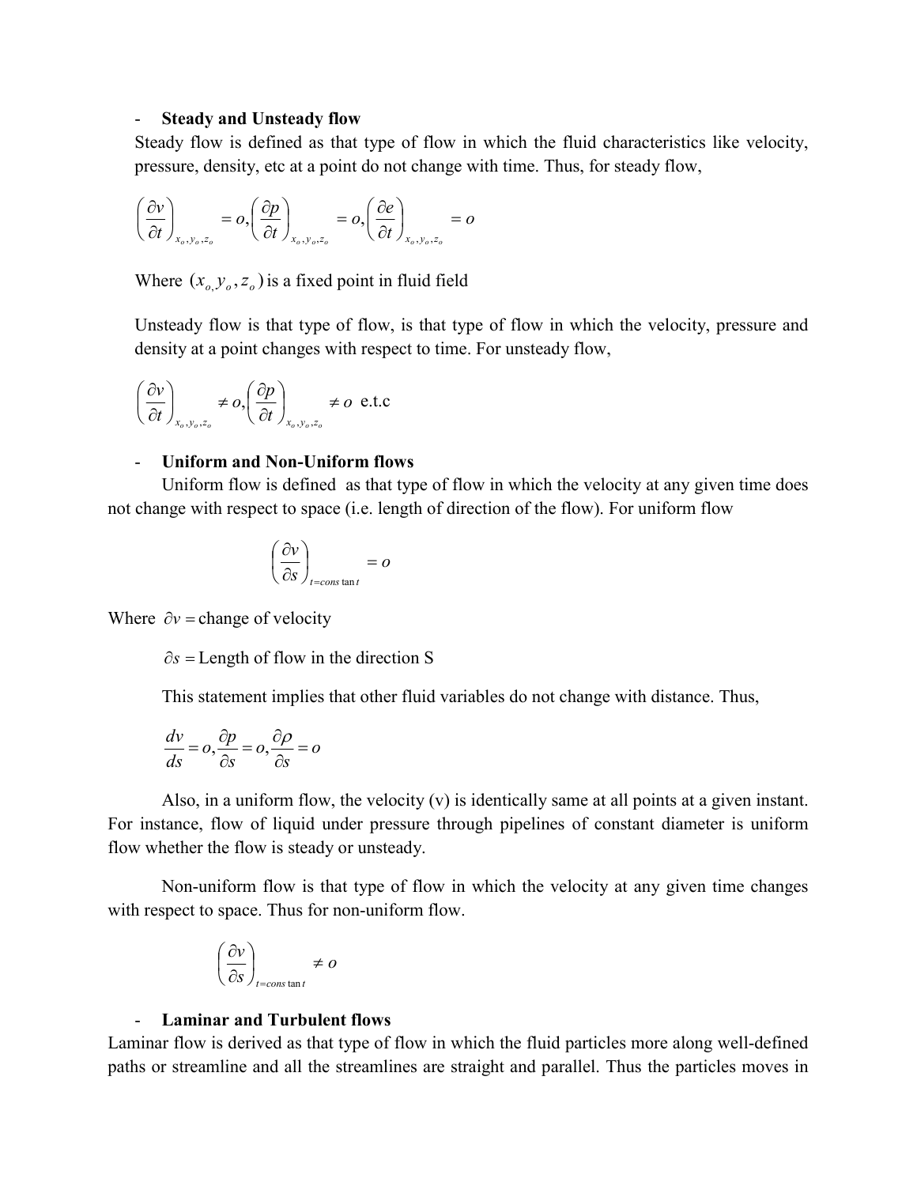- **Steady and Unsteady flow**

Steady flow is defined as that type of flow in which the fluid characteristics like velocity, pressure, density, etc at a point do not change with time. Thus, for steady flow,

$$\left(\frac{\partial v}{\partial t}\right)_{x_o,y_o,z_o} = o, \left(\frac{\partial p}{\partial t}\right)_{x_o,y_o,z_o} = o, \left(\frac{\partial e}{\partial t}\right)_{x_o,y_o,z_o} = o$$

Where $(x_{o,}y_o, z_o)$ is a fixed point in fluid field

Unsteady flow is that type of flow, is that type of flow in which the velocity, pressure and density at a point changes with respect to time. For unsteady flow,

$$\left(\frac{\partial v}{\partial t}\right)_{x_o,y_o,z_o} \neq o, \left(\frac{\partial p}{\partial t}\right)_{x_o,y_o,z_o} \neq o \text{ e.t.c}$$

- **Uniform and Non-Uniform flows**

Uniform flow is defined as that type of flow in which the velocity at any given time does not change with respect to space (i.e. length of direction of the flow). For uniform flow

$$\left(\frac{\partial v}{\partial s}\right)_{t=constant} = o$$

Where $\partial v =$ change of velocity

$\partial s =$ Length of flow in the direction S

This statement implies that other fluid variables do not change with distance. Thus,

$$\frac{dv}{ds} = o, \frac{\partial p}{\partial s} = o, \frac{\partial \rho}{\partial s} = o$$

Also, in a uniform flow, the velocity (v) is identically same at all points at a given instant. For instance, flow of liquid under pressure through pipelines of constant diameter is uniform flow whether the flow is steady or unsteady.

Non-uniform flow is that type of flow in which the velocity at any given time changes with respect to space. Thus for non-uniform flow.

$$\left(\frac{\partial v}{\partial s}\right)_{t=constant} \neq o$$

- **Laminar and Turbulent flows**

Laminar flow is derived as that type of flow in which the fluid particles more along well-defined paths or streamline and all the streamlines are straight and parallel. Thus the particles moves in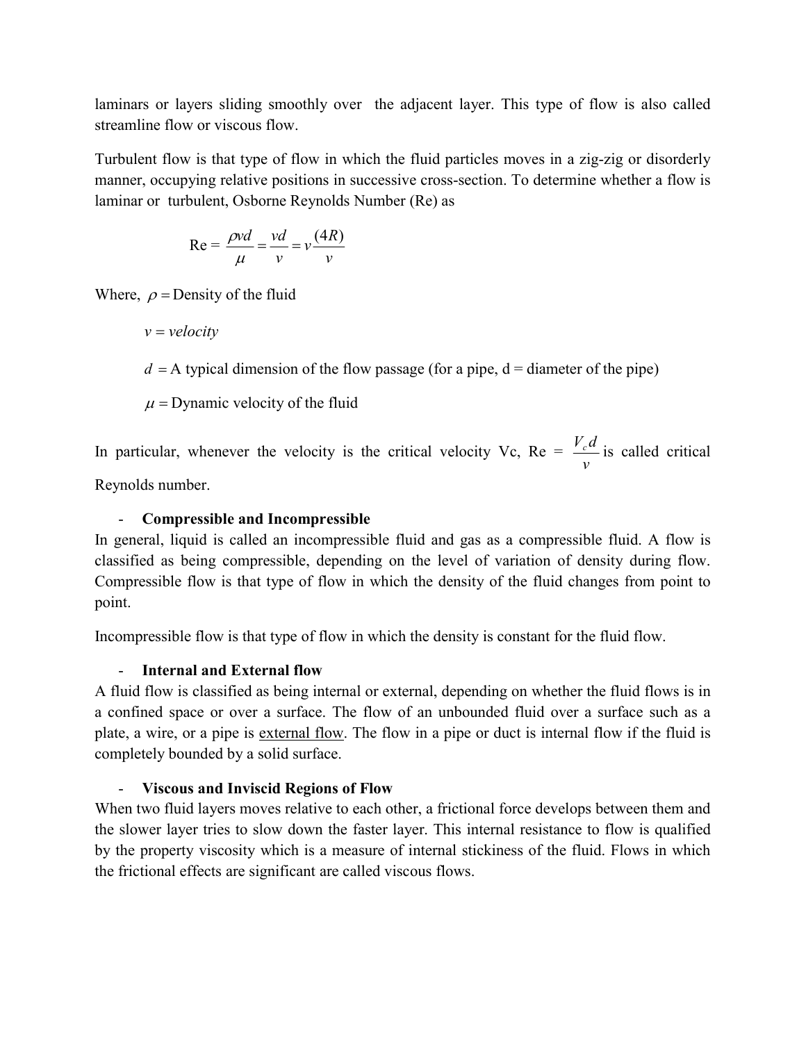laminars or layers sliding smoothly over the adjacent layer. This type of flow is also called streamline flow or viscous flow.

Turbulent flow is that type of flow in which the fluid particles moves in a zig-zig or disorderly manner, occupying relative positions in successive cross-section. To determine whether a flow is laminar or turbulent, Osborne Reynolds Number (Re) as

$$\text{Re} = \frac{\rho v d}{\mu} = \frac{vd}{v} = v\frac{(4R)}{v}$$

Where, $\rho =$ Density of the fluid

$v = velocity$

$d =$ A typical dimension of the flow passage (for a pipe, d = diameter of the pipe)

$\mu =$ Dynamic velocity of the fluid

In particular, whenever the velocity is the critical velocity Vc, Re = $\frac{V_c d}{v}$ is called critical Reynolds number.

- **Compressible and Incompressible**

In general, liquid is called an incompressible fluid and gas as a compressible fluid. A flow is classified as being compressible, depending on the level of variation of density during flow. Compressible flow is that type of flow in which the density of the fluid changes from point to point.

Incompressible flow is that type of flow in which the density is constant for the fluid flow.

- **Internal and External flow**

A fluid flow is classified as being internal or external, depending on whether the fluid flows is in a confined space or over a surface. The flow of an unbounded fluid over a surface such as a plate, a wire, or a pipe is <u>external flow</u>. The flow in a pipe or duct is internal flow if the fluid is completely bounded by a solid surface.

- **Viscous and Inviscid Regions of Flow**

When two fluid layers moves relative to each other, a frictional force develops between them and the slower layer tries to slow down the faster layer. This internal resistance to flow is qualified by the property viscosity which is a measure of internal stickiness of the fluid. Flows in which the frictional effects are significant are called viscous flows.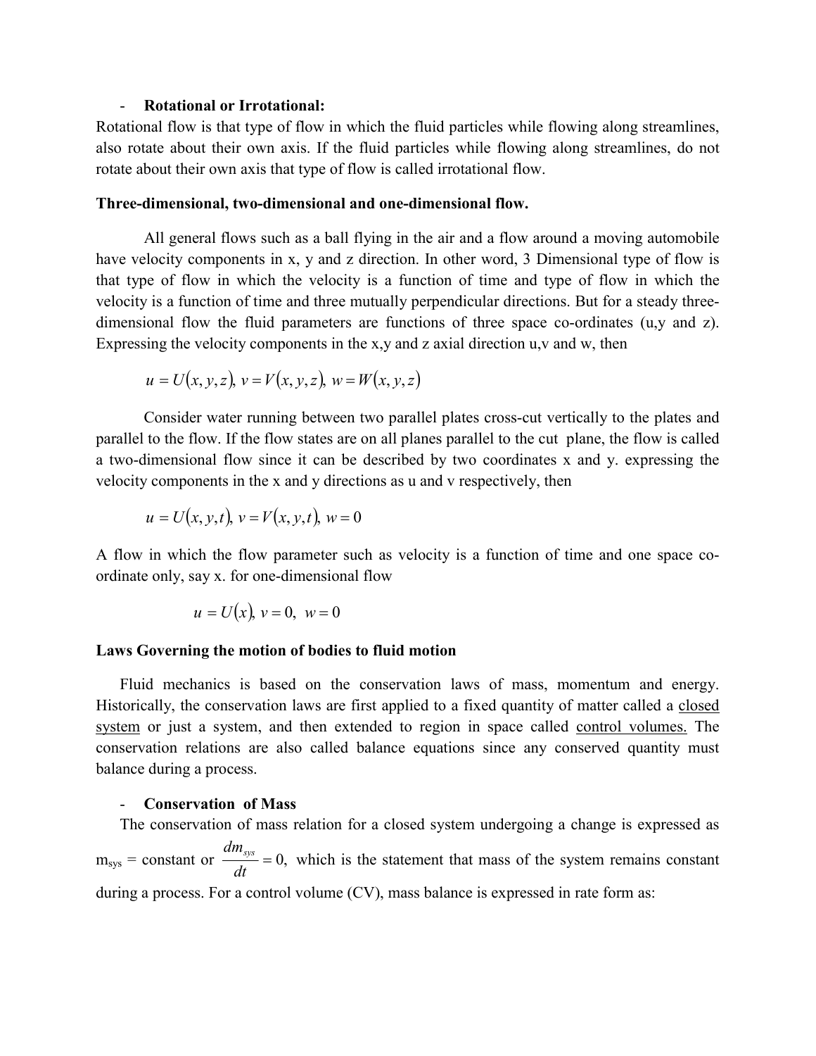- **Rotational or Irrotational:**

Rotational flow is that type of flow in which the fluid particles while flowing along streamlines, also rotate about their own axis. If the fluid particles while flowing along streamlines, do not rotate about their own axis that type of flow is called irrotational flow.

**Three-dimensional, two-dimensional and one-dimensional flow.**

All general flows such as a ball flying in the air and a flow around a moving automobile have velocity components in x, y and z direction. In other word, 3 Dimensional type of flow is that type of flow in which the velocity is a function of time and type of flow in which the velocity is a function of time and three mutually perpendicular directions. But for a steady three-dimensional flow the fluid parameters are functions of three space co-ordinates (u,y and z). Expressing the velocity components in the x,y and z axial direction u,v and w, then

$$u = U(x, y, z),\ v = V(x, y, z),\ w = W(x, y, z)$$

Consider water running between two parallel plates cross-cut vertically to the plates and parallel to the flow. If the flow states are on all planes parallel to the cut plane, the flow is called a two-dimensional flow since it can be described by two coordinates x and y. expressing the velocity components in the x and y directions as u and v respectively, then

$$u = U(x, y, t),\ v = V(x, y, t),\ w = 0$$

A flow in which the flow parameter such as velocity is a function of time and one space co-ordinate only, say x. for one-dimensional flow

$$u = U(x),\ v = 0,\ \ w = 0$$

**Laws Governing the motion of bodies to fluid motion**

Fluid mechanics is based on the conservation laws of mass, momentum and energy. Historically, the conservation laws are first applied to a fixed quantity of matter called a closed system or just a system, and then extended to region in space called control volumes. The conservation relations are also called balance equations since any conserved quantity must balance during a process.

- **Conservation of Mass**

The conservation of mass relation for a closed system undergoing a change is expressed as $m_{sys}$ = constant or $\frac{dm_{sys}}{dt} = 0,$ which is the statement that mass of the system remains constant during a process. For a control volume (CV), mass balance is expressed in rate form as: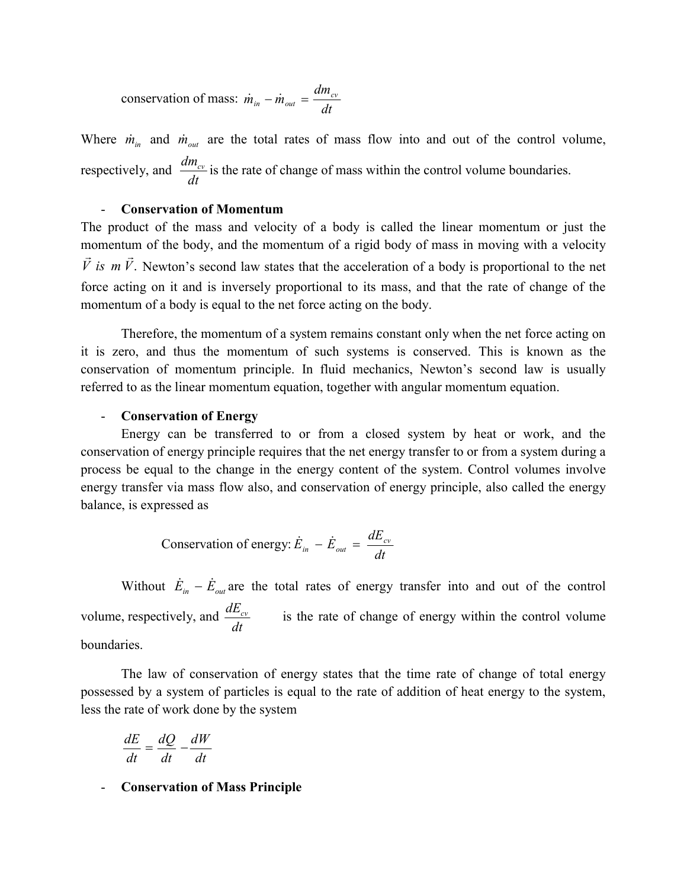conservation of mass: $\dot{m}_{in} - \dot{m}_{out} = \dfrac{dm_{cv}}{dt}$

Where $\dot{m}_{in}$ and $\dot{m}_{out}$ are the total rates of mass flow into and out of the control volume, respectively, and $\dfrac{dm_{cv}}{dt}$ is the rate of change of mass within the control volume boundaries.

- **Conservation of Momentum**

The product of the mass and velocity of a body is called the linear momentum or just the momentum of the body, and the momentum of a rigid body of mass in moving with a velocity $\vec{V}$ *is* $m\,\vec{V}$. Newton's second law states that the acceleration of a body is proportional to the net force acting on it and is inversely proportional to its mass, and that the rate of change of the momentum of a body is equal to the net force acting on the body.

Therefore, the momentum of a system remains constant only when the net force acting on it is zero, and thus the momentum of such systems is conserved. This is known as the conservation of momentum principle. In fluid mechanics, Newton's second law is usually referred to as the linear momentum equation, together with angular momentum equation.

- **Conservation of Energy**

Energy can be transferred to or from a closed system by heat or work, and the conservation of energy principle requires that the net energy transfer to or from a system during a process be equal to the change in the energy content of the system. Control volumes involve energy transfer via mass flow also, and conservation of energy principle, also called the energy balance, is expressed as

$$\text{Conservation of energy: } \dot{E}_{in} - \dot{E}_{out} = \frac{dE_{cv}}{dt}$$

Without $\dot{E}_{in} - \dot{E}_{out}$ are the total rates of energy transfer into and out of the control volume, respectively, and $\dfrac{dE_{cv}}{dt}$ is the rate of change of energy within the control volume boundaries.

The law of conservation of energy states that the time rate of change of total energy possessed by a system of particles is equal to the rate of addition of heat energy to the system, less the rate of work done by the system

$$\frac{dE}{dt} = \frac{dQ}{dt} - \frac{dW}{dt}$$

- **Conservation of Mass Principle**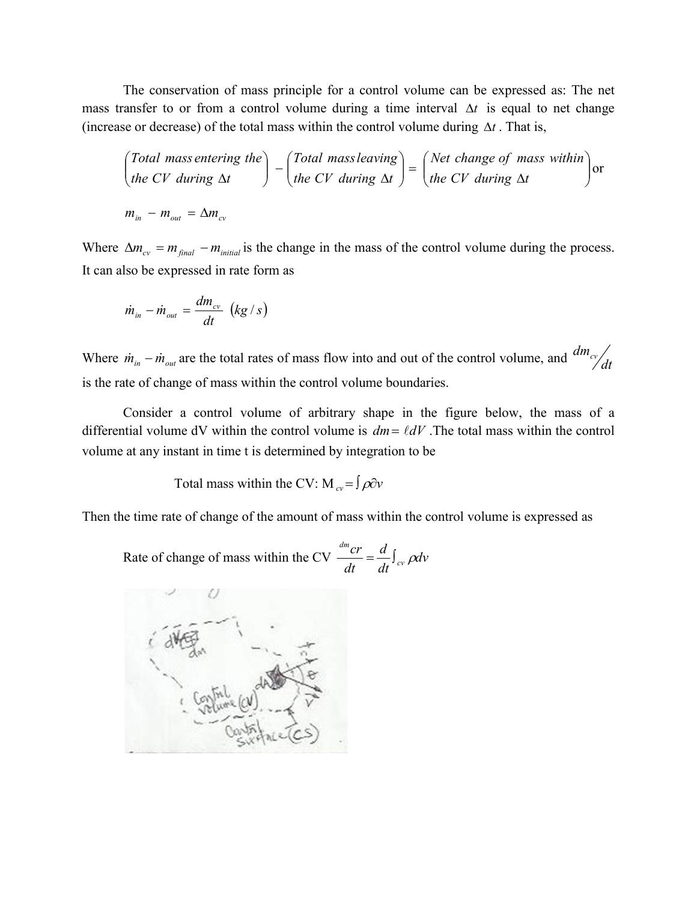The conservation of mass principle for a control volume can be expressed as: The net mass transfer to or from a control volume during a time interval $\Delta t$ is equal to net change (increase or decrease) of the total mass within the control volume during $\Delta t$. That is,

$$\begin{pmatrix} Total\ mass\ entering\ the \\ the\ CV\ during\ \Delta t \end{pmatrix} - \begin{pmatrix} Total\ mass\ leaving \\ the\ CV\ during\ \Delta t \end{pmatrix} = \begin{pmatrix} Net\ change\ of\ mass\ within \\ the\ CV\ during\ \Delta t \end{pmatrix} \text{or}$$

$$m_{in} - m_{out} = \Delta m_{cv}$$

Where $\Delta m_{cv} = m_{final} - m_{initial}$ is the change in the mass of the control volume during the process. It can also be expressed in rate form as

$$\dot{m}_{in} - \dot{m}_{out} = \frac{dm_{cv}}{dt} \ (kg/s)$$

Where $\dot{m}_{in} - \dot{m}_{out}$ are the total rates of mass flow into and out of the control volume, and $dm_{cv}/dt$ is the rate of change of mass within the control volume boundaries.

Consider a control volume of arbitrary shape in the figure below, the mass of a differential volume dV within the control volume is $dm = \ell dV$. The total mass within the control volume at any instant in time t is determined by integration to be

Total mass within the CV: $M_{cv} = \int \rho \partial v$

Then the time rate of change of the amount of mass within the control volume is expressed as

Rate of change of mass within the CV $\frac{dm_{cr}}{dt} = \frac{d}{dt}\int_{cv} \rho dv$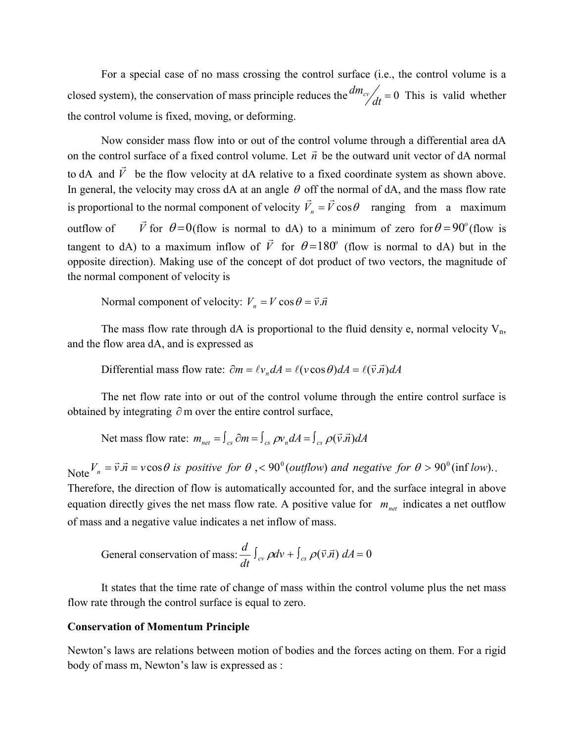For a special case of no mass crossing the control surface (i.e., the control volume is a closed system), the conservation of mass principle reduces the $dm_{cv}/dt = 0$ This is valid whether the control volume is fixed, moving, or deforming.

Now consider mass flow into or out of the control volume through a differential area dA on the control surface of a fixed control volume. Let $\vec{n}$ be the outward unit vector of dA normal to dA and $\vec{V}$ be the flow velocity at dA relative to a fixed coordinate system as shown above. In general, the velocity may cross dA at an angle $\theta$ off the normal of dA, and the mass flow rate is proportional to the normal component of velocity $\vec{V}_n = \vec{V}\cos\theta$ ranging from a maximum outflow of $\vec{V}$ for $\theta = 0$ (flow is normal to dA) to a minimum of zero for $\theta = 90^o$ (flow is tangent to dA) to a maximum inflow of $\vec{V}$ for $\theta = 180^o$ (flow is normal to dA) but in the opposite direction). Making use of the concept of dot product of two vectors, the magnitude of the normal component of velocity is

Normal component of velocity: $V_n = V\cos\theta = \vec{v}.\vec{n}$

The mass flow rate through dA is proportional to the fluid density e, normal velocity $V_n$, and the flow area dA, and is expressed as

Differential mass flow rate: $\partial m = \ell v_n dA = \ell(v\cos\theta)dA = \ell(\vec{v}.\vec{n})dA$

The net flow rate into or out of the control volume through the entire control surface is obtained by integrating $\partial$m over the entire control surface,

Net mass flow rate: $m_{net} = \int_{cs} \partial m = \int_{cs} \rho v_n dA = \int_{cs} \rho(\vec{v}.\vec{n})dA$

Note $V_n = \vec{v}.\vec{n} = v\cos\theta$ *is positive for* $\theta$ ,$< 90^0$ *(outflow) and negative for* $\theta > 90^0$ *(inf low)*..
Therefore, the direction of flow is automatically accounted for, and the surface integral in above equation directly gives the net mass flow rate. A positive value for $m_{net}$ indicates a net outflow of mass and a negative value indicates a net inflow of mass.

General conservation of mass: $\dfrac{d}{dt}\int_{cv} \rho dv + \int_{cs} \rho(\vec{v}.\vec{n})\, dA = 0$

It states that the time rate of change of mass within the control volume plus the net mass flow rate through the control surface is equal to zero.

**Conservation of Momentum Principle**

Newton's laws are relations between motion of bodies and the forces acting on them. For a rigid body of mass m, Newton's law is expressed as :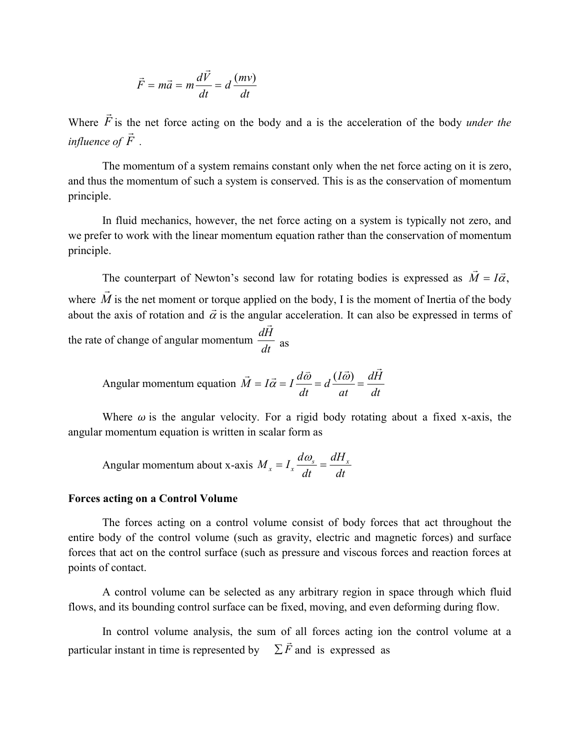$$\vec{F} = m\vec{a} = m\frac{d\vec{V}}{dt} = d\frac{(mv)}{dt}$$

Where $\vec{F}$ is the net force acting on the body and a is the acceleration of the body *under the influence of* $\vec{F}$ .

The momentum of a system remains constant only when the net force acting on it is zero, and thus the momentum of such a system is conserved. This is as the conservation of momentum principle.

In fluid mechanics, however, the net force acting on a system is typically not zero, and we prefer to work with the linear momentum equation rather than the conservation of momentum principle.

The counterpart of Newton's second law for rotating bodies is expressed as $\vec{M} = I\vec{\alpha}$, where $\vec{M}$ is the net moment or torque applied on the body, I is the moment of Inertia of the body about the axis of rotation and $\vec{\alpha}$ is the angular acceleration. It can also be expressed in terms of the rate of change of angular momentum $\frac{d\vec{H}}{dt}$ as

Angular momentum equation $\vec{M} = I\vec{\alpha} = I\frac{d\vec{\omega}}{dt} = d\frac{(I\vec{\omega})}{at} = \frac{d\vec{H}}{dt}$

Where $\omega$ is the angular velocity. For a rigid body rotating about a fixed x-axis, the angular momentum equation is written in scalar form as

Angular momentum about x-axis $M_x = I_x\frac{d\omega_s}{dt} = \frac{dH_x}{dt}$

**Forces acting on a Control Volume**

The forces acting on a control volume consist of body forces that act throughout the entire body of the control volume (such as gravity, electric and magnetic forces) and surface forces that act on the control surface (such as pressure and viscous forces and reaction forces at points of contact.

A control volume can be selected as any arbitrary region in space through which fluid flows, and its bounding control surface can be fixed, moving, and even deforming during flow.

In control volume analysis, the sum of all forces acting ion the control volume at a particular instant in time is represented by $\sum\vec{F}$ and is expressed as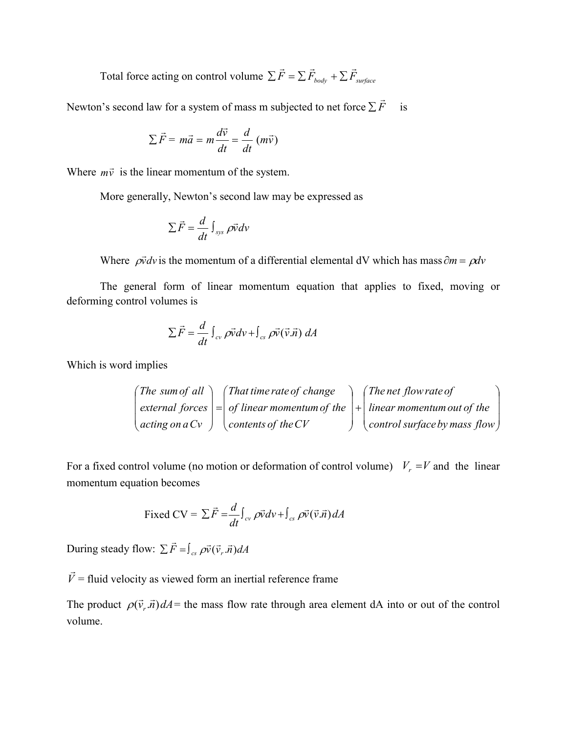Total force acting on control volume $\sum \vec{F} = \sum \vec{F}_{body} + \sum \vec{F}_{surface}$

Newton's second law for a system of mass m subjected to net force $\sum \vec{F}$ is

$$\sum \vec{F} = m\vec{a} = m\frac{d\vec{v}}{dt} = \frac{d}{dt}(m\vec{v})$$

Where $m\vec{v}$ is the linear momentum of the system.

More generally, Newton's second law may be expressed as

$$\sum \vec{F} = \frac{d}{dt}\int_{sys} \rho\vec{v}dv$$

Where $\rho\vec{v}dv$ is the momentum of a differential elemental dV which has mass $\partial m = \rho dv$

The general form of linear momentum equation that applies to fixed, moving or deforming control volumes is

$$\sum \vec{F} = \frac{d}{dt}\int_{cv} \rho\vec{v}dv + \int_{cs} \rho\vec{v}(\vec{v}.\vec{n})\, dA$$

Which is word implies

$$\begin{pmatrix} \textit{The sum of all} \\ \textit{external forces} \\ \textit{acting on a Cv} \end{pmatrix} = \begin{pmatrix} \textit{That time rate of change} \\ \textit{of linear momentum of the} \\ \textit{contents of the CV} \end{pmatrix} + \begin{pmatrix} \textit{The net flow rate of} \\ \textit{linear momentum out of the} \\ \textit{control surface by mass flow} \end{pmatrix}$$

For a fixed control volume (no motion or deformation of control volume) $V_r = V$ and the linear momentum equation becomes

$$\text{Fixed CV} = \sum \vec{F} = \frac{d}{dt}\int_{cv} \rho\vec{v}dv + \int_{cs} \rho\vec{v}(\vec{v}.\vec{n})dA$$

During steady flow: $\sum \vec{F} = \int_{cs} \rho\vec{v}(\vec{v}_r.\vec{n})dA$

$\vec{V}$ = fluid velocity as viewed form an inertial reference frame

The product $\rho(\vec{v}_r.\vec{n})dA$ = the mass flow rate through area element dA into or out of the control volume.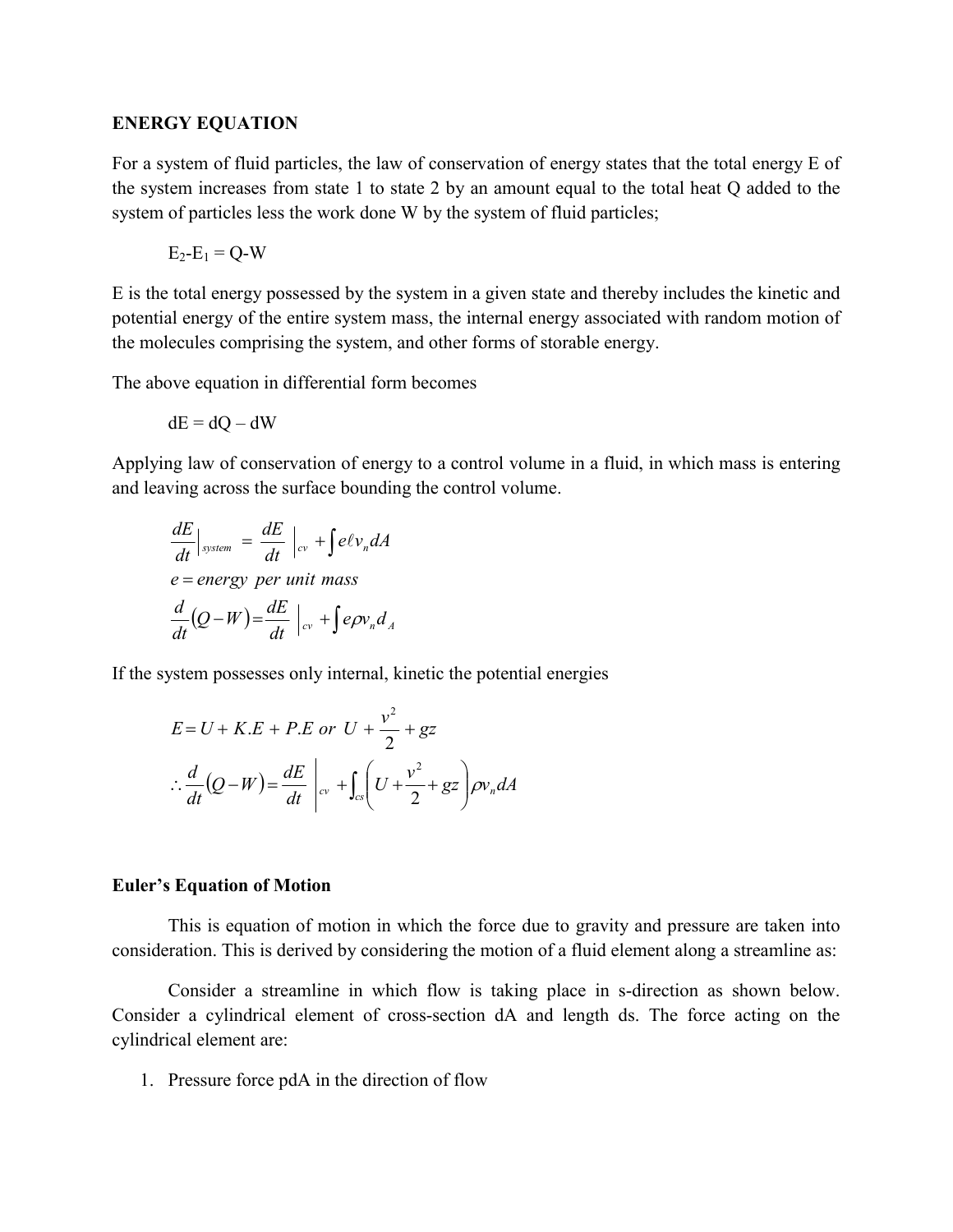**ENERGY EQUATION**

For a system of fluid particles, the law of conservation of energy states that the total energy E of the system increases from state 1 to state 2 by an amount equal to the total heat Q added to the system of particles less the work done W by the system of fluid particles;

$$E_2 - E_1 = Q - W$$

E is the total energy possessed by the system in a given state and thereby includes the kinetic and potential energy of the entire system mass, the internal energy associated with random motion of the molecules comprising the system, and other forms of storable energy.

The above equation in differential form becomes

$$dE = dQ - dW$$

Applying law of conservation of energy to a control volume in a fluid, in which mass is entering and leaving across the surface bounding the control volume.

$$\left.\frac{dE}{dt}\right|_{system} = \left.\frac{dE}{dt}\right|_{cv} + \int e\ell v_n dA$$

$$e = energy \;\; per \; unit \; mass$$

$$\frac{d}{dt}(Q - W) = \left.\frac{dE}{dt}\right|_{cv} + \int e\rho v_n d_A$$

If the system possesses only internal, kinetic the potential energies

$$E = U + K.E + P.E \;\; or \;\; U + \frac{v^2}{2} + gz$$

$$\therefore \frac{d}{dt}(Q - W) = \left.\frac{dE}{dt}\right|_{cv} + \int_{cs}\left(U + \frac{v^2}{2} + gz\right)\rho v_n dA$$

**Euler's Equation of Motion**

This is equation of motion in which the force due to gravity and pressure are taken into consideration. This is derived by considering the motion of a fluid element along a streamline as:

Consider a streamline in which flow is taking place in s-direction as shown below. Consider a cylindrical element of cross-section dA and length ds. The force acting on the cylindrical element are:

1. Pressure force pdA in the direction of flow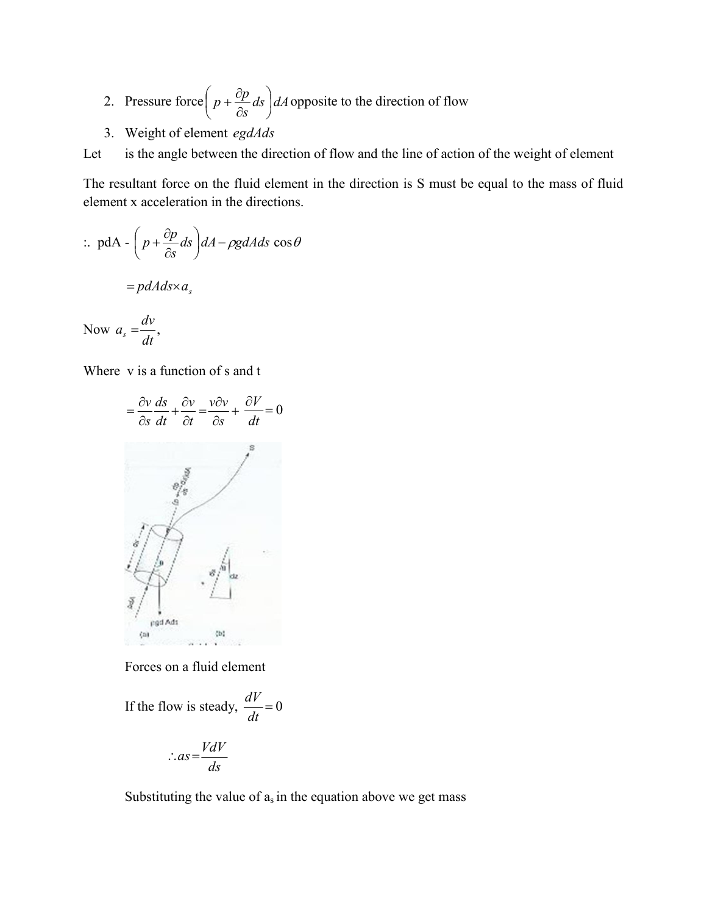2. Pressure force $\left(p+\frac{\partial p}{\partial s}ds\right)dA$ opposite to the direction of flow
3. Weight of element $egdAds$

Let is the angle between the direction of flow and the line of action of the weight of element

The resultant force on the fluid element in the direction is S must be equal to the mass of fluid element x acceleration in the directions.

:. pdA - $\left(p+\frac{\partial p}{\partial s}ds\right)dA-\rho gdAds\cos\theta$

$$=pdAds\times a_s$$

Now $a_s = \frac{dv}{dt}$,

Where v is a function of s and t

$$=\frac{\partial v}{\partial s}\frac{ds}{dt}+\frac{\partial v}{\partial t}=\frac{v\partial v}{\partial s}+\frac{\partial V}{dt}=0$$

Forces on a fluid element

If the flow is steady, $\frac{dV}{dt}=0$

$$\therefore as=\frac{VdV}{ds}$$

Substituting the value of $a_s$ in the equation above we get mass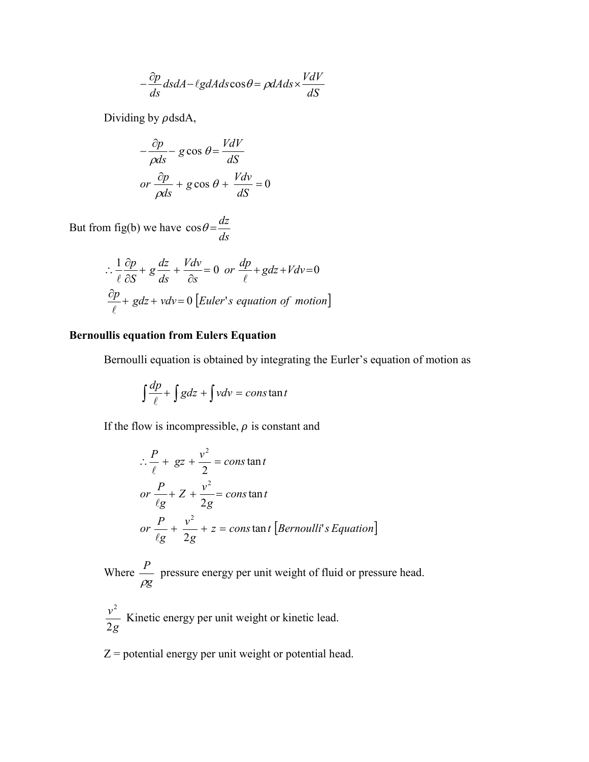$$-\frac{\partial p}{ds} dsdA - \ell gdAds\cos\theta = \rho dAds \times \frac{VdV}{dS}$$

Dividing by $\rho$dsdA,

$$-\frac{\partial p}{\rho ds} - g\cos\theta = \frac{VdV}{dS}$$

$$or\ \frac{\partial p}{\rho ds} + g\cos\theta + \frac{Vdv}{dS} = 0$$

But from fig(b) we have $\cos\theta = \frac{dz}{ds}$

$$\therefore \frac{1}{\ell}\frac{\partial p}{\partial S} + g\frac{dz}{ds} + \frac{Vdv}{\partial s} = 0\ \ or\ \frac{dp}{\ell} + gdz + Vdv = 0$$

$$\frac{\partial p}{\ell} + gdz + vdv = 0\ [Euler's\ equation\ of\ motion]$$

**Bernoullis equation from Eulers Equation**

Bernoulli equation is obtained by integrating the Eurler's equation of motion as

$$\int\frac{dp}{\ell} + \int gdz + \int vdv = constant$$

If the flow is incompressible, $\rho$ is constant and

$$\therefore \frac{P}{\ell} + gz + \frac{v^2}{2} = constant$$

$$or\ \frac{P}{\ell g} + Z + \frac{v^2}{2g} = constant$$

$$or\ \frac{P}{\ell g} + \frac{v^2}{2g} + z = constant\ [Bernoulli's\ Equation]$$

Where $\frac{P}{\rho g}$ pressure energy per unit weight of fluid or pressure head.

$\frac{v^2}{2g}$ Kinetic energy per unit weight or kinetic lead.

Z = potential energy per unit weight or potential head.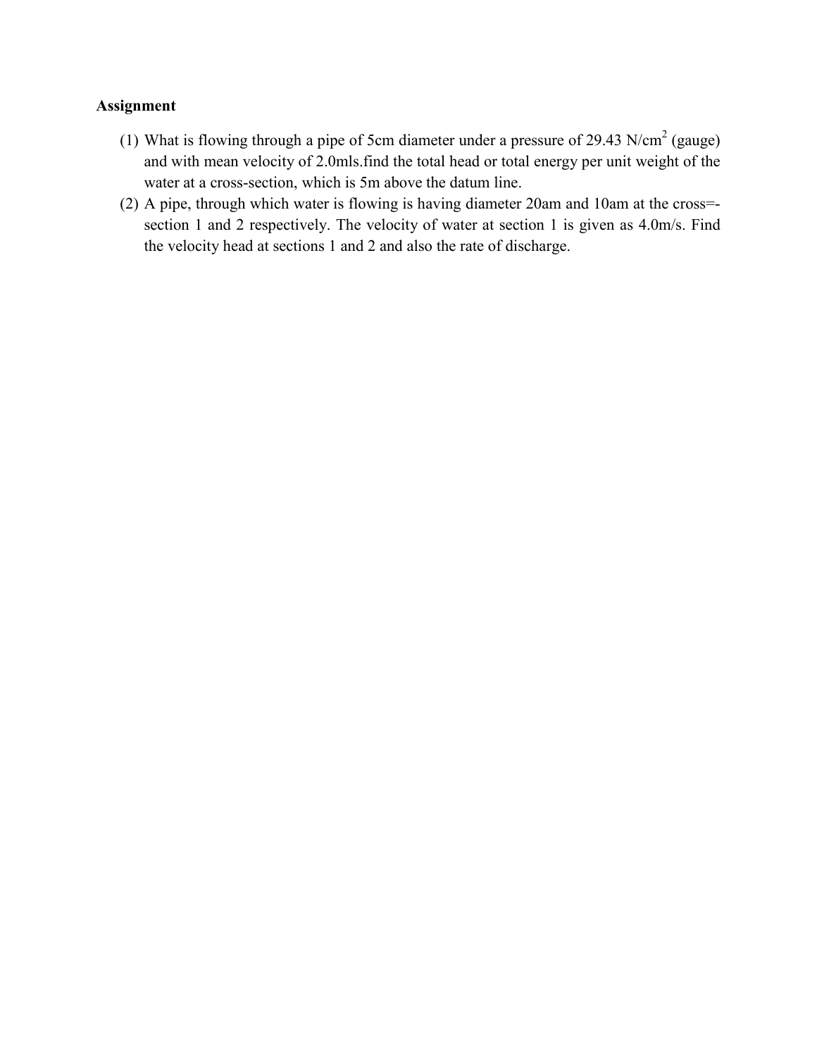**Assignment**

(1) What is flowing through a pipe of 5cm diameter under a pressure of 29.43 N/cm$^2$ (gauge) and with mean velocity of 2.0mls.find the total head or total energy per unit weight of the water at a cross-section, which is 5m above the datum line.

(2) A pipe, through which water is flowing is having diameter 20am and 10am at the cross=-section 1 and 2 respectively. The velocity of water at section 1 is given as 4.0m/s. Find the velocity head at sections 1 and 2 and also the rate of discharge.